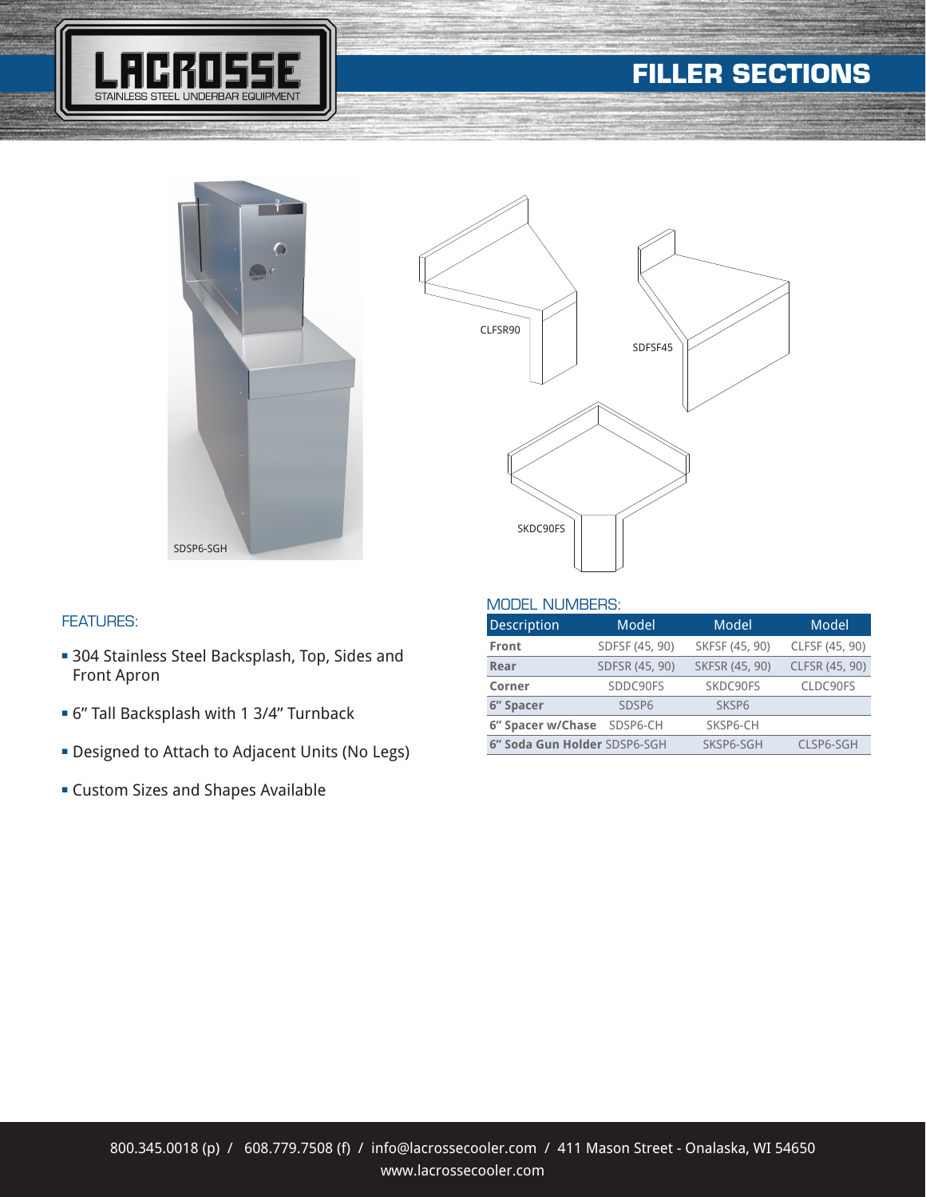# FILLER SECTIONS

SDSP6-SGH

CLFSR90

SDFSF45

SKDC90FS

## FEATURES:

- 304 Stainless Steel Backsplash, Top, Sides and Front Apron
- 6" Tall Backsplash with 1 3/4" Turnback
- Designed to Attach to Adjacent Units (No Legs)
- Custom Sizes and Shapes Available

## MODEL NUMBERS:

| Description | Model | Model | Model |
|---|---|---|---|
| **Front** | SDFSF (45, 90) | SKFSF (45, 90) | CLFSF (45, 90) |
| **Rear** | SDFSR (45, 90) | SKFSR (45, 90) | CLFSR (45, 90) |
| **Corner** | SDDC90FS | SKDC90FS | CLDC90FS |
| **6" Spacer** | SDSP6 | SKSP6 | |
| **6" Spacer w/Chase** | SDSP6-CH | SKSP6-CH | |
| **6" Soda Gun Holder** | SDSP6-SGH | SKSP6-SGH | CLSP6-SGH |

800.345.0018 (p) / 608.779.7508 (f) / info@lacrossecooler.com / 411 Mason Street - Onalaska, WI 54650
www.lacrossecooler.com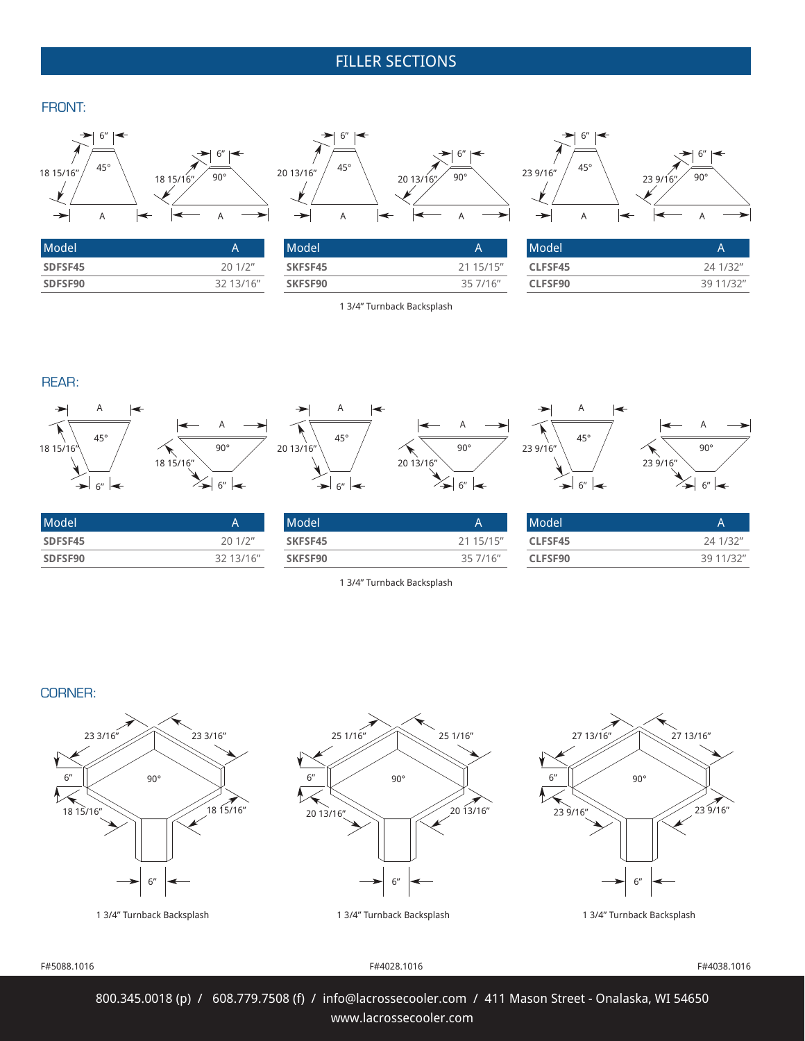# FILLER SECTIONS

## FRONT:

| Model | A |
|---|---|
| SDFSF45 | 20 1/2" |
| SDFSF90 | 32 13/16" |

| Model | A |
|---|---|
| SKFSF45 | 21 15/15" |
| SKFSF90 | 35 7/16" |

| Model | A |
|---|---|
| CLFSF45 | 24 1/32" |
| CLFSF90 | 39 11/32" |

1 3/4" Turnback Backsplash

## REAR:

| Model | A |
|---|---|
| SDFSF45 | 20 1/2" |
| SDFSF90 | 32 13/16" |

| Model | A |
|---|---|
| SKFSF45 | 21 15/15" |
| SKFSF90 | 35 7/16" |

| Model | A |
|---|---|
| CLFSF45 | 24 1/32" |
| CLFSF90 | 39 11/32" |

1 3/4" Turnback Backsplash

## CORNER:

1 3/4" Turnback Backsplash

1 3/4" Turnback Backsplash

1 3/4" Turnback Backsplash

F#5088.1016 F#4028.1016 F#4038.1016

800.345.0018 (p) / 608.779.7508 (f) / info@lacrossecooler.com / 411 Mason Street - Onalaska, WI 54650
www.lacrossecooler.com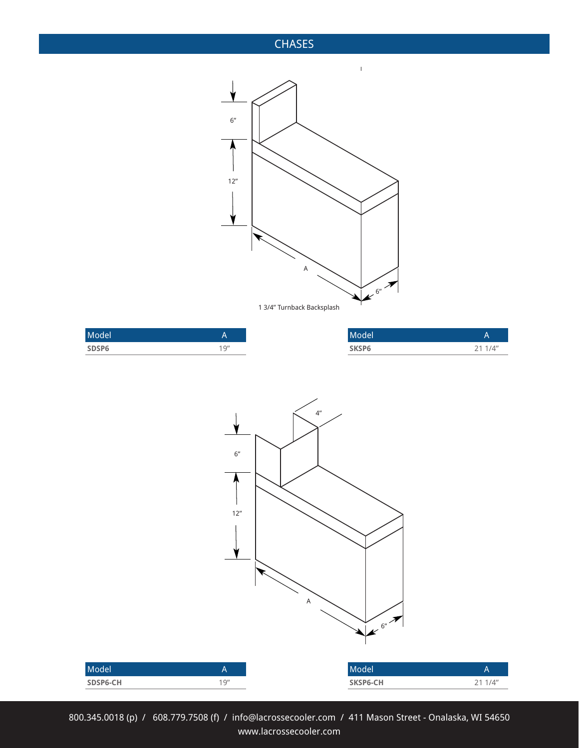## CHASES

6"

12"

A

6"

1 3/4" Turnback Backsplash

| Model | A |
|---|---|
| **SDSP6** | 19" |

| Model | A |
|---|---|
| **SKSP6** | 21 1/4" |

4"

6"

12"

A

6"

| Model | A |
|---|---|
| **SDSP6-CH** | 19" |

| Model | A |
|---|---|
| **SKSP6-CH** | 21 1/4" |

800.345.0018 (p) / 608.779.7508 (f) / info@lacrossecooler.com / 411 Mason Street - Onalaska, WI 54650
www.lacrossecooler.com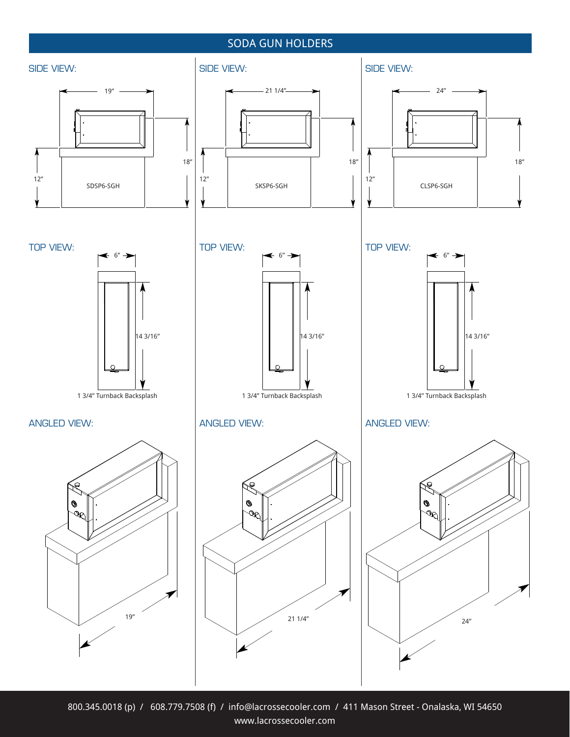# SODA GUN HOLDERS

SIDE VIEW:

19”

18”

12”

SDSP6-SGH

SIDE VIEW:

21 1/4”

18”

12”

SKSP6-SGH

SIDE VIEW:

24”

18”

12”

CLSP6-SGH

TOP VIEW:

6”

14 3/16”

1 3/4” Turnback Backsplash

TOP VIEW:

6”

14 3/16”

1 3/4” Turnback Backsplash

TOP VIEW:

6”

14 3/16”

1 3/4” Turnback Backsplash

ANGLED VIEW:

19”

ANGLED VIEW:

21 1/4”

ANGLED VIEW:

24”

800.345.0018 (p) / 608.779.7508 (f) / info@lacrossecooler.com / 411 Mason Street - Onalaska, WI 54650
www.lacrossecooler.com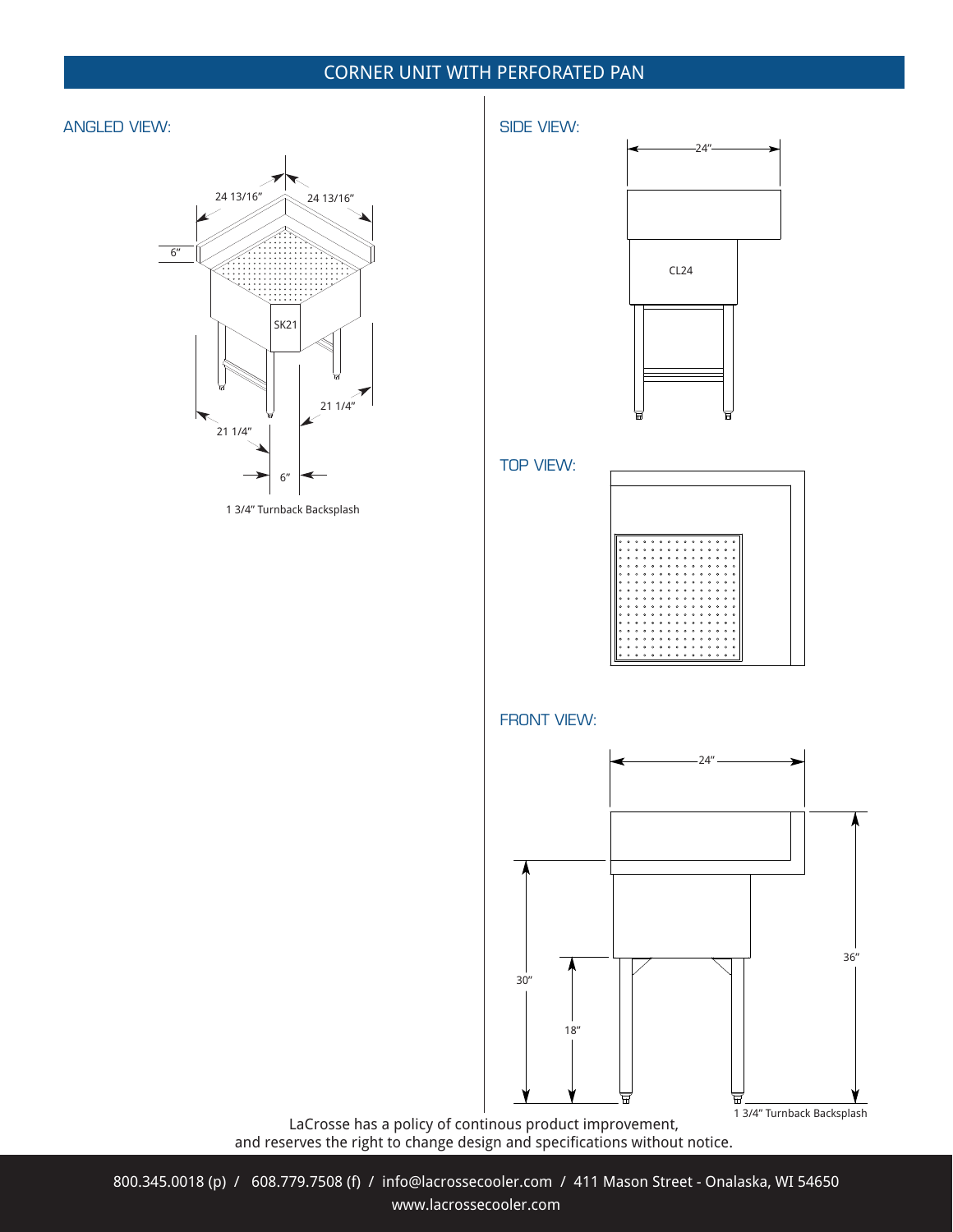## CORNER UNIT WITH PERFORATED PAN

### ANGLED VIEW:

24 13/16″
24 13/16″
6″
SK21
21 1/4″
21 1/4″
6″

1 3/4″ Turnback Backsplash

### SIDE VIEW:

24″
CL24

### TOP VIEW:

### FRONT VIEW:

24″
30″
18″
36″

1 3/4″ Turnback Backsplash

LaCrosse has a policy of continous product improvement,
and reserves the right to change design and specifications without notice.

800.345.0018 (p) / 608.779.7508 (f) / info@lacrossecooler.com / 411 Mason Street - Onalaska, WI 54650
www.lacrossecooler.com